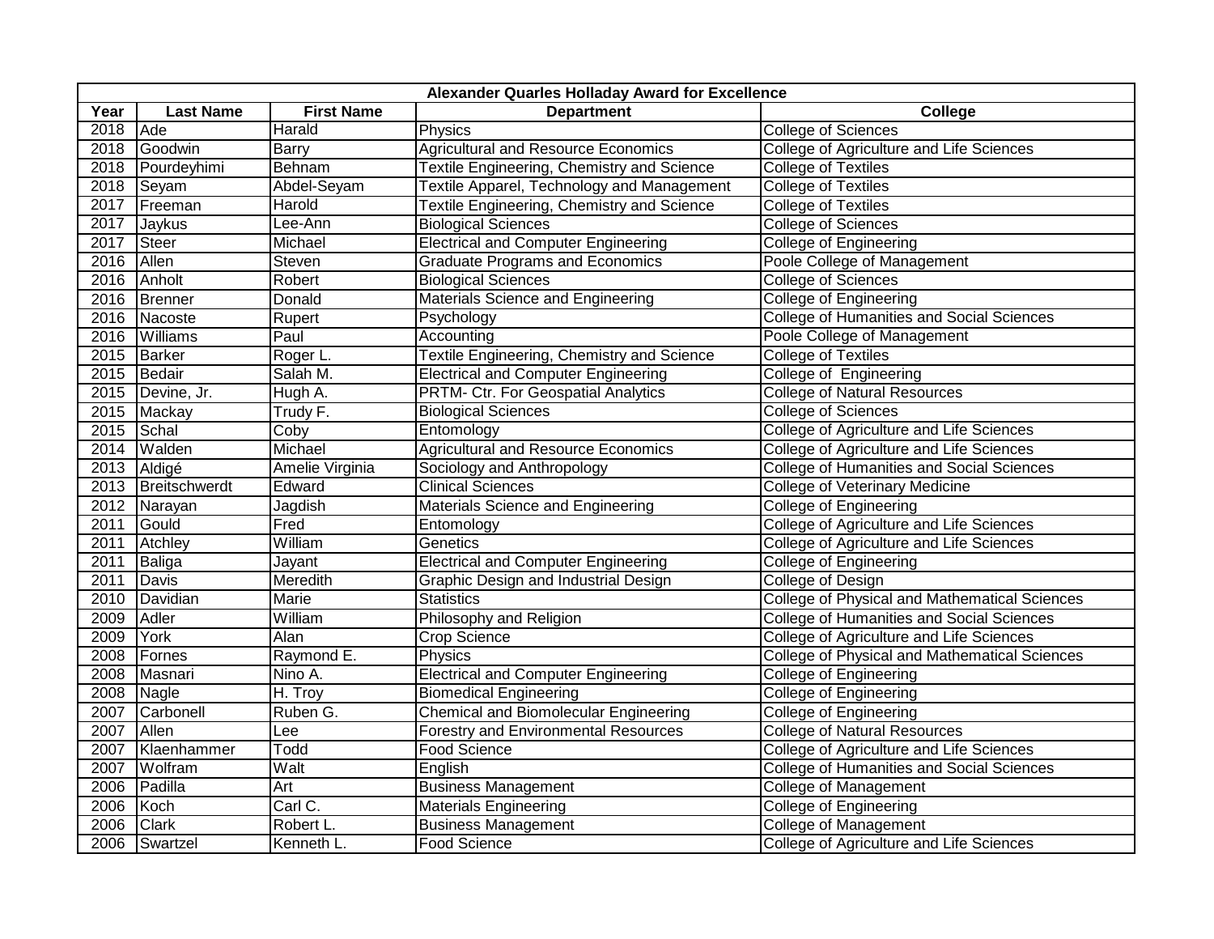| Alexander Quarles Holladay Award for Excellence | | | | |
|---|---|---|---|---|
| **Year** | **Last Name** | **First Name** | **Department** | **College** |
| 2018 | Ade | Harald | Physics | College of Sciences |
| 2018 | Goodwin | Barry | Agricultural and Resource Economics | College of Agriculture and Life Sciences |
| 2018 | Pourdeyhimi | Behnam | Textile Engineering, Chemistry and Science | College of Textiles |
| 2018 | Seyam | Abdel-Seyam | Textile Apparel, Technology and Management | College of Textiles |
| 2017 | Freeman | Harold | Textile Engineering, Chemistry and Science | College of Textiles |
| 2017 | Jaykus | Lee-Ann | Biological Sciences | College of Sciences |
| 2017 | Steer | Michael | Electrical and Computer Engineering | College of Engineering |
| 2016 | Allen | Steven | Graduate Programs and Economics | Poole College of Management |
| 2016 | Anholt | Robert | Biological Sciences | College of Sciences |
| 2016 | Brenner | Donald | Materials Science and Engineering | College of Engineering |
| 2016 | Nacoste | Rupert | Psychology | College of Humanities and Social Sciences |
| 2016 | Williams | Paul | Accounting | Poole College of Management |
| 2015 | Barker | Roger L. | Textile Engineering, Chemistry and Science | College of Textiles |
| 2015 | Bedair | Salah M. | Electrical and Computer Engineering | College of  Engineering |
| 2015 | Devine, Jr. | Hugh A. | PRTM- Ctr. For Geospatial Analytics | College of Natural Resources |
| 2015 | Mackay | Trudy F. | Biological Sciences | College of Sciences |
| 2015 | Schal | Coby | Entomology | College of Agriculture and Life Sciences |
| 2014 | Walden | Michael | Agricultural and Resource Economics | College of Agriculture and Life Sciences |
| 2013 | Aldigé | Amelie Virginia | Sociology and Anthropology | College of Humanities and Social Sciences |
| 2013 | Breitschwerdt | Edward | Clinical Sciences | College of Veterinary Medicine |
| 2012 | Narayan | Jagdish | Materials Science and Engineering | College of Engineering |
| 2011 | Gould | Fred | Entomology | College of Agriculture and Life Sciences |
| 2011 | Atchley | William | Genetics | College of Agriculture and Life Sciences |
| 2011 | Baliga | Jayant | Electrical and Computer Engineering | College of Engineering |
| 2011 | Davis | Meredith | Graphic Design and Industrial Design | College of Design |
| 2010 | Davidian | Marie | Statistics | College of Physical and Mathematical Sciences |
| 2009 | Adler | William | Philosophy and Religion | College of Humanities and Social Sciences |
| 2009 | York | Alan | Crop Science | College of Agriculture and Life Sciences |
| 2008 | Fornes | Raymond E. | Physics | College of Physical and Mathematical Sciences |
| 2008 | Masnari | Nino A. | Electrical and Computer Engineering | College of Engineering |
| 2008 | Nagle | H. Troy | Biomedical Engineering | College of Engineering |
| 2007 | Carbonell | Ruben G. | Chemical and Biomolecular Engineering | College of Engineering |
| 2007 | Allen | Lee | Forestry and Environmental Resources | College of Natural Resources |
| 2007 | Klaenhammer | Todd | Food Science | College of Agriculture and Life Sciences |
| 2007 | Wolfram | Walt | English | College of Humanities and Social Sciences |
| 2006 | Padilla | Art | Business Management | College of Management |
| 2006 | Koch | Carl C. | Materials Engineering | College of Engineering |
| 2006 | Clark | Robert L. | Business Management | College of Management |
| 2006 | Swartzel | Kenneth L. | Food Science | College of Agriculture and Life Sciences |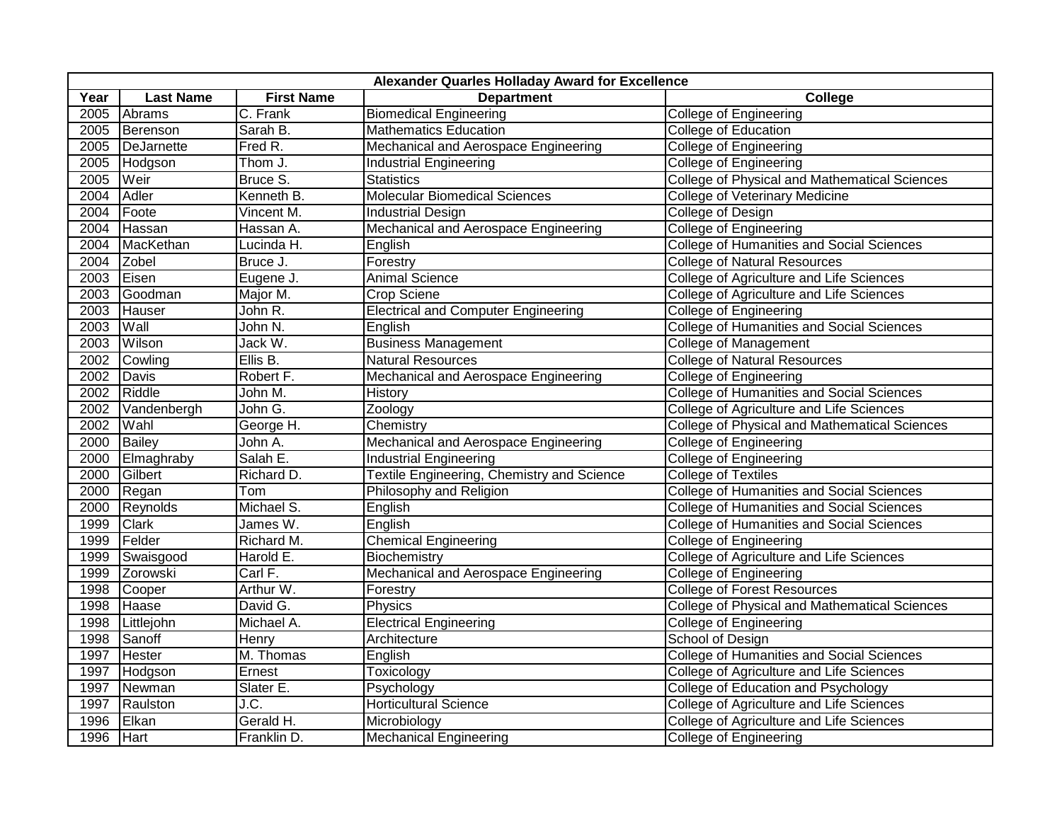| Alexander Quarles Holladay Award for Excellence | | | | |
|---|---|---|---|---|
| **Year** | **Last Name** | **First Name** | **Department** | **College** |
| 2005 | Abrams | C. Frank | Biomedical Engineering | College of Engineering |
| 2005 | Berenson | Sarah B. | Mathematics Education | College of Education |
| 2005 | DeJarnette | Fred R. | Mechanical and Aerospace Engineering | College of Engineering |
| 2005 | Hodgson | Thom J. | Industrial Engineering | College of Engineering |
| 2005 | Weir | Bruce S. | Statistics | College of Physical and Mathematical Sciences |
| 2004 | Adler | Kenneth B. | Molecular Biomedical Sciences | College of Veterinary Medicine |
| 2004 | Foote | Vincent M. | Industrial Design | College of Design |
| 2004 | Hassan | Hassan A. | Mechanical and Aerospace Engineering | College of Engineering |
| 2004 | MacKethan | Lucinda H. | English | College of Humanities and Social Sciences |
| 2004 | Zobel | Bruce J. | Forestry | College of Natural Resources |
| 2003 | Eisen | Eugene J. | Animal Science | College of Agriculture and Life Sciences |
| 2003 | Goodman | Major M. | Crop Sciene | College of Agriculture and Life Sciences |
| 2003 | Hauser | John R. | Electrical and Computer Engineering | College of Engineering |
| 2003 | Wall | John N. | English | College of Humanities and Social Sciences |
| 2003 | Wilson | Jack W. | Business Management | College of Management |
| 2002 | Cowling | Ellis B. | Natural Resources | College of Natural Resources |
| 2002 | Davis | Robert F. | Mechanical and Aerospace Engineering | College of Engineering |
| 2002 | Riddle | John M. | History | College of Humanities and Social Sciences |
| 2002 | Vandenbergh | John G. | Zoology | College of Agriculture and Life Sciences |
| 2002 | Wahl | George H. | Chemistry | College of Physical and Mathematical Sciences |
| 2000 | Bailey | John A. | Mechanical and Aerospace Engineering | College of Engineering |
| 2000 | Elmaghraby | Salah E. | Industrial Engineering | College of Engineering |
| 2000 | Gilbert | Richard D. | Textile Engineering, Chemistry and Science | College of Textiles |
| 2000 | Regan | Tom | Philosophy and Religion | College of Humanities and Social Sciences |
| 2000 | Reynolds | Michael S. | English | College of Humanities and Social Sciences |
| 1999 | Clark | James W. | English | College of Humanities and Social Sciences |
| 1999 | Felder | Richard M. | Chemical Engineering | College of Engineering |
| 1999 | Swaisgood | Harold E. | Biochemistry | College of Agriculture and Life Sciences |
| 1999 | Zorowski | Carl F. | Mechanical and Aerospace Engineering | College of Engineering |
| 1998 | Cooper | Arthur W. | Forestry | College of Forest Resources |
| 1998 | Haase | David G. | Physics | College of Physical and Mathematical Sciences |
| 1998 | Littlejohn | Michael A. | Electrical Engineering | College of Engineering |
| 1998 | Sanoff | Henry | Architecture | School of Design |
| 1997 | Hester | M. Thomas | English | College of Humanities and Social Sciences |
| 1997 | Hodgson | Ernest | Toxicology | College of Agriculture and Life Sciences |
| 1997 | Newman | Slater E. | Psychology | College of Education and Psychology |
| 1997 | Raulston | J.C. | Horticultural Science | College of Agriculture and Life Sciences |
| 1996 | Elkan | Gerald H. | Microbiology | College of Agriculture and Life Sciences |
| 1996 | Hart | Franklin D. | Mechanical Engineering | College of Engineering |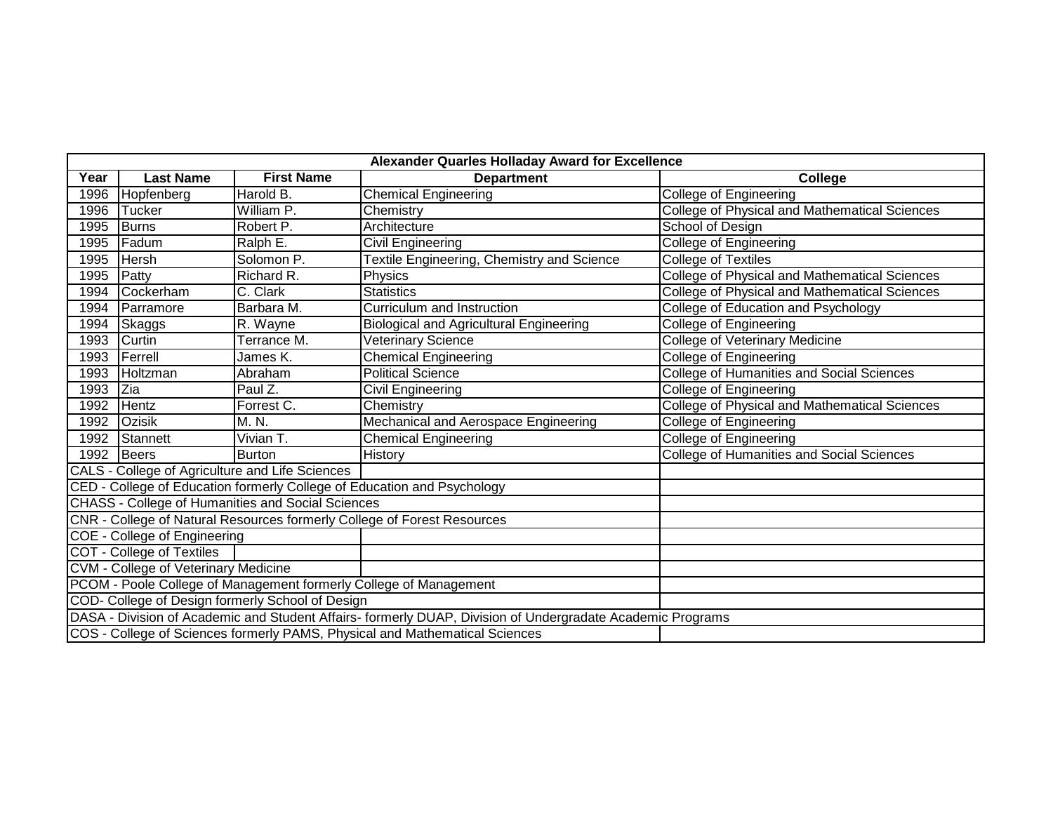| Alexander Quarles Holladay Award for Excellence | | | | |
|---|---|---|---|---|
| **Year** | **Last Name** | **First Name** | **Department** | **College** |
| 1996 | Hopfenberg | Harold B. | Chemical Engineering | College of Engineering |
| 1996 | Tucker | William P. | Chemistry | College of Physical and Mathematical Sciences |
| 1995 | Burns | Robert P. | Architecture | School of Design |
| 1995 | Fadum | Ralph E. | Civil Engineering | College of Engineering |
| 1995 | Hersh | Solomon P. | Textile Engineering, Chemistry and Science | College of Textiles |
| 1995 | Patty | Richard R. | Physics | College of Physical and Mathematical Sciences |
| 1994 | Cockerham | C. Clark | Statistics | College of Physical and Mathematical Sciences |
| 1994 | Parramore | Barbara M. | Curriculum and Instruction | College of Education and Psychology |
| 1994 | Skaggs | R. Wayne | Biological and Agricultural Engineering | College of Engineering |
| 1993 | Curtin | Terrance M. | Veterinary Science | College of Veterinary Medicine |
| 1993 | Ferrell | James K. | Chemical Engineering | College of Engineering |
| 1993 | Holtzman | Abraham | Political Science | College of Humanities and Social Sciences |
| 1993 | Zia | Paul Z. | Civil Engineering | College of Engineering |
| 1992 | Hentz | Forrest C. | Chemistry | College of Physical and Mathematical Sciences |
| 1992 | Ozisik | M. N. | Mechanical and Aerospace Engineering | College of Engineering |
| 1992 | Stannett | Vivian T. | Chemical Engineering | College of Engineering |
| 1992 | Beers | Burton | History | College of Humanities and Social Sciences |

CALS - College of Agriculture and Life Sciences

CED - College of Education formerly College of Education and Psychology

CHASS - College of Humanities and Social Sciences

CNR - College of Natural Resources formerly College of Forest Resources

COE - College of Engineering

COT - College of Textiles

CVM - College of Veterinary Medicine

PCOM - Poole College of Management formerly College of Management

COD- College of Design formerly School of Design

DASA - Division of Academic and Student Affairs- formerly DUAP, Division of Undergradate Academic Programs

COS - College of Sciences formerly PAMS, Physical and Mathematical Sciences